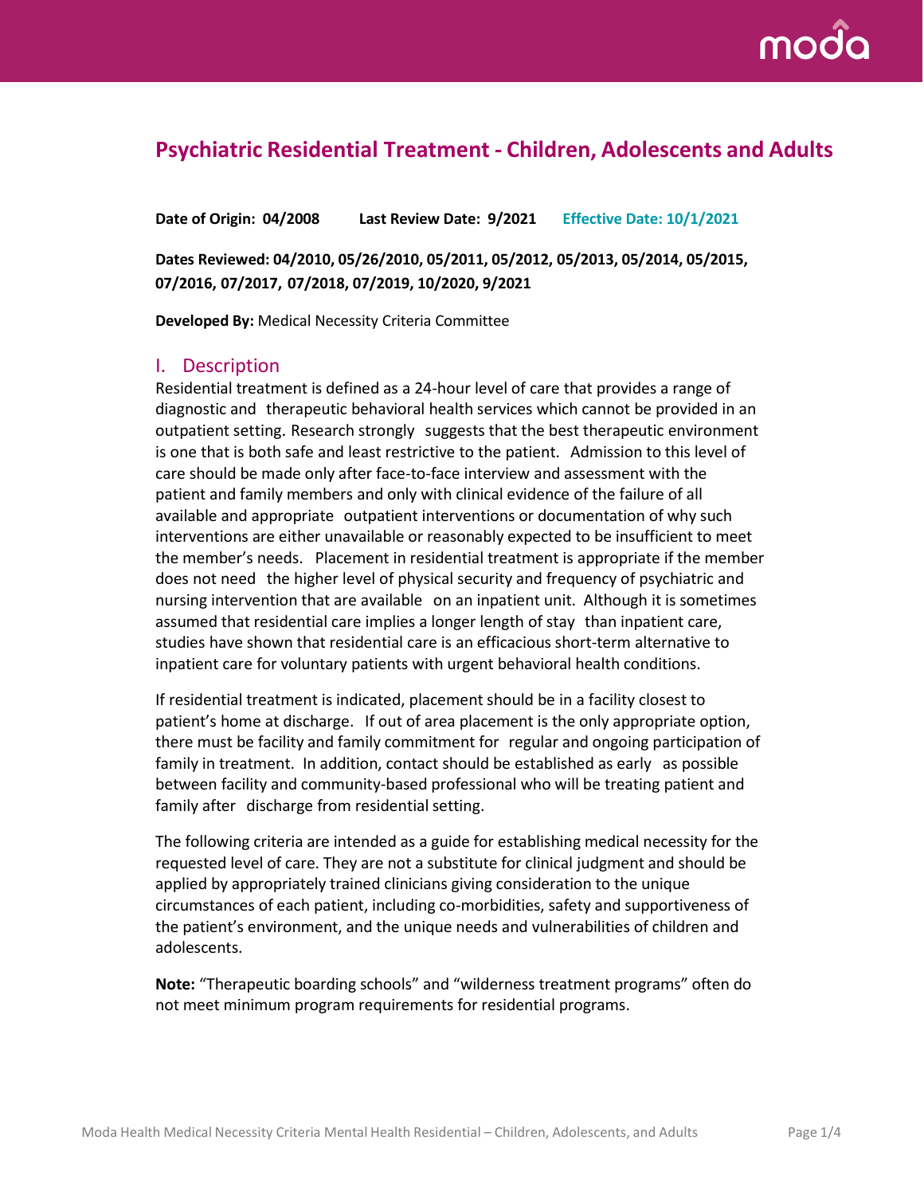# Psychiatric Residential Treatment - Children, Adolescents and Adults

**Date of Origin: 04/2008** **Last Review Date: 9/2021** **Effective Date: 10/1/2021**

**Dates Reviewed: 04/2010, 05/26/2010, 05/2011, 05/2012, 05/2013, 05/2014, 05/2015, 07/2016, 07/2017, 07/2018, 07/2019, 10/2020, 9/2021**

**Developed By:** Medical Necessity Criteria Committee

## I. Description

Residential treatment is defined as a 24-hour level of care that provides a range of diagnostic and therapeutic behavioral health services which cannot be provided in an outpatient setting. Research strongly suggests that the best therapeutic environment is one that is both safe and least restrictive to the patient. Admission to this level of care should be made only after face-to-face interview and assessment with the patient and family members and only with clinical evidence of the failure of all available and appropriate outpatient interventions or documentation of why such interventions are either unavailable or reasonably expected to be insufficient to meet the member's needs. Placement in residential treatment is appropriate if the member does not need the higher level of physical security and frequency of psychiatric and nursing intervention that are available on an inpatient unit. Although it is sometimes assumed that residential care implies a longer length of stay than inpatient care, studies have shown that residential care is an efficacious short-term alternative to inpatient care for voluntary patients with urgent behavioral health conditions.

If residential treatment is indicated, placement should be in a facility closest to patient's home at discharge. If out of area placement is the only appropriate option, there must be facility and family commitment for regular and ongoing participation of family in treatment. In addition, contact should be established as early as possible between facility and community-based professional who will be treating patient and family after discharge from residential setting.

The following criteria are intended as a guide for establishing medical necessity for the requested level of care. They are not a substitute for clinical judgment and should be applied by appropriately trained clinicians giving consideration to the unique circumstances of each patient, including co-morbidities, safety and supportiveness of the patient's environment, and the unique needs and vulnerabilities of children and adolescents.

**Note:** "Therapeutic boarding schools" and "wilderness treatment programs" often do not meet minimum program requirements for residential programs.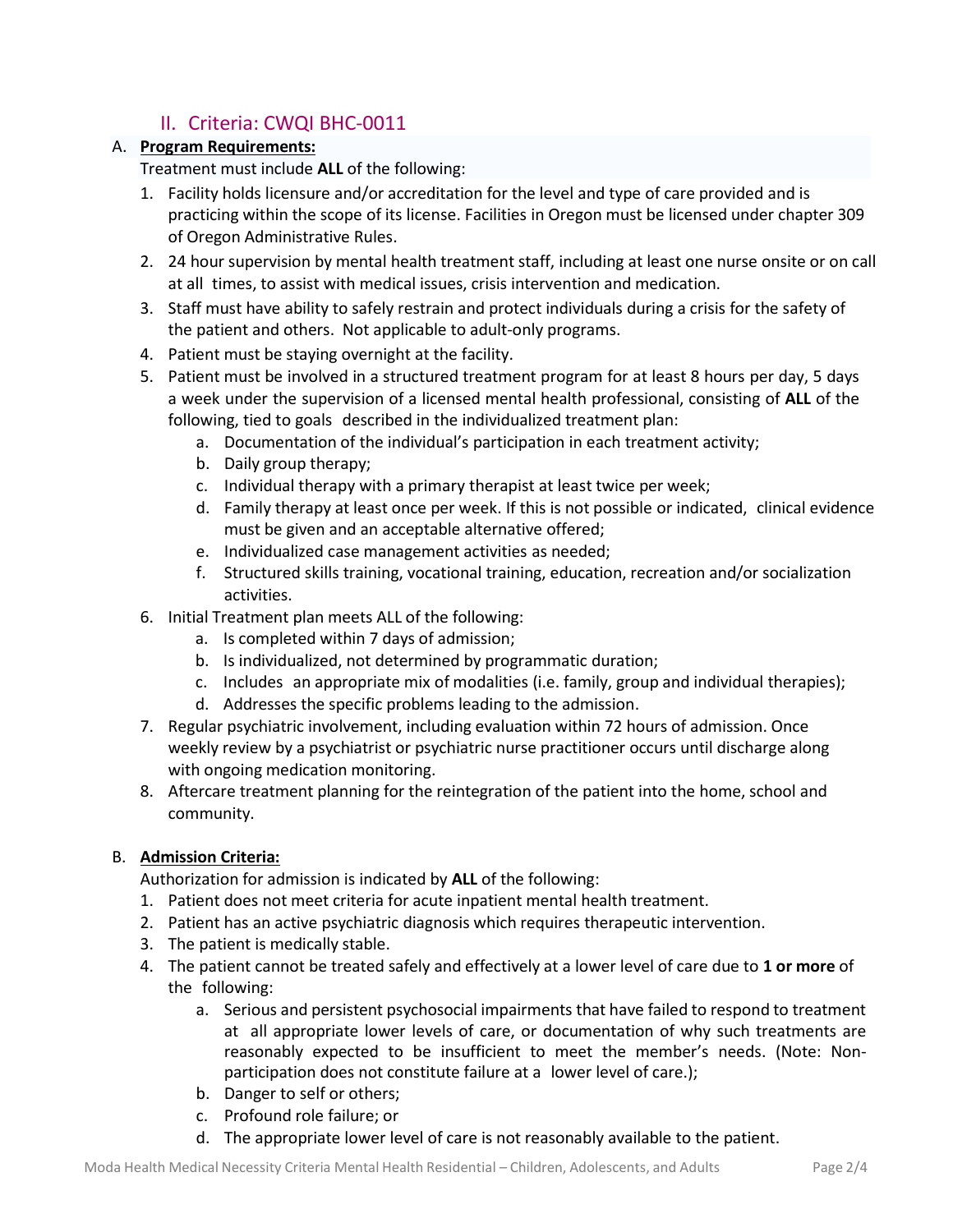## II. Criteria: CWQI BHC-0011

### A. **Program Requirements:**

Treatment must include **ALL** of the following:

1. Facility holds licensure and/or accreditation for the level and type of care provided and is practicing within the scope of its license. Facilities in Oregon must be licensed under chapter 309 of Oregon Administrative Rules.
2. 24 hour supervision by mental health treatment staff, including at least one nurse onsite or on call at all times, to assist with medical issues, crisis intervention and medication.
3. Staff must have ability to safely restrain and protect individuals during a crisis for the safety of the patient and others. Not applicable to adult-only programs.
4. Patient must be staying overnight at the facility.
5. Patient must be involved in a structured treatment program for at least 8 hours per day, 5 days a week under the supervision of a licensed mental health professional, consisting of **ALL** of the following, tied to goals described in the individualized treatment plan:
   a. Documentation of the individual's participation in each treatment activity;
   b. Daily group therapy;
   c. Individual therapy with a primary therapist at least twice per week;
   d. Family therapy at least once per week. If this is not possible or indicated, clinical evidence must be given and an acceptable alternative offered;
   e. Individualized case management activities as needed;
   f. Structured skills training, vocational training, education, recreation and/or socialization activities.
6. Initial Treatment plan meets ALL of the following:
   a. Is completed within 7 days of admission;
   b. Is individualized, not determined by programmatic duration;
   c. Includes an appropriate mix of modalities (i.e. family, group and individual therapies);
   d. Addresses the specific problems leading to the admission.
7. Regular psychiatric involvement, including evaluation within 72 hours of admission. Once weekly review by a psychiatrist or psychiatric nurse practitioner occurs until discharge along with ongoing medication monitoring.
8. Aftercare treatment planning for the reintegration of the patient into the home, school and community.

### B. **Admission Criteria:**

Authorization for admission is indicated by **ALL** of the following:

1. Patient does not meet criteria for acute inpatient mental health treatment.
2. Patient has an active psychiatric diagnosis which requires therapeutic intervention.
3. The patient is medically stable.
4. The patient cannot be treated safely and effectively at a lower level of care due to **1 or more** of the following:
   a. Serious and persistent psychosocial impairments that have failed to respond to treatment at all appropriate lower levels of care, or documentation of why such treatments are reasonably expected to be insufficient to meet the member's needs. (Note: Non-participation does not constitute failure at a lower level of care.);
   b. Danger to self or others;
   c. Profound role failure; or
   d. The appropriate lower level of care is not reasonably available to the patient.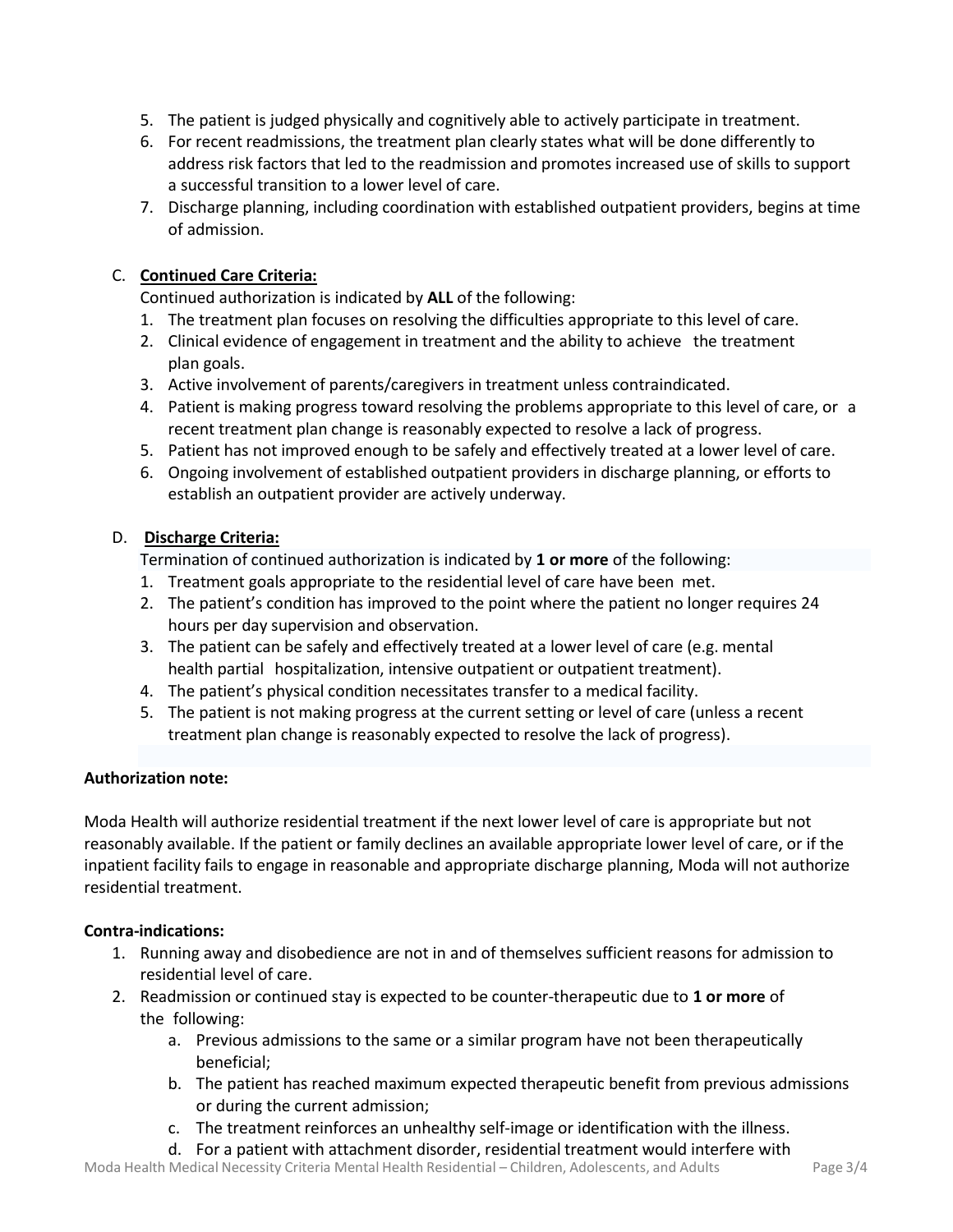5. The patient is judged physically and cognitively able to actively participate in treatment.
6. For recent readmissions, the treatment plan clearly states what will be done differently to address risk factors that led to the readmission and promotes increased use of skills to support a successful transition to a lower level of care.
7. Discharge planning, including coordination with established outpatient providers, begins at time of admission.

C. **Continued Care Criteria:**

Continued authorization is indicated by **ALL** of the following:

1. The treatment plan focuses on resolving the difficulties appropriate to this level of care.
2. Clinical evidence of engagement in treatment and the ability to achieve the treatment plan goals.
3. Active involvement of parents/caregivers in treatment unless contraindicated.
4. Patient is making progress toward resolving the problems appropriate to this level of care, or a recent treatment plan change is reasonably expected to resolve a lack of progress.
5. Patient has not improved enough to be safely and effectively treated at a lower level of care.
6. Ongoing involvement of established outpatient providers in discharge planning, or efforts to establish an outpatient provider are actively underway.

D. **Discharge Criteria:**

Termination of continued authorization is indicated by **1 or more** of the following:

1. Treatment goals appropriate to the residential level of care have been met.
2. The patient's condition has improved to the point where the patient no longer requires 24 hours per day supervision and observation.
3. The patient can be safely and effectively treated at a lower level of care (e.g. mental health partial hospitalization, intensive outpatient or outpatient treatment).
4. The patient's physical condition necessitates transfer to a medical facility.
5. The patient is not making progress at the current setting or level of care (unless a recent treatment plan change is reasonably expected to resolve the lack of progress).

**Authorization note:**

Moda Health will authorize residential treatment if the next lower level of care is appropriate but not reasonably available. If the patient or family declines an available appropriate lower level of care, or if the inpatient facility fails to engage in reasonable and appropriate discharge planning, Moda will not authorize residential treatment.

**Contra-indications:**

1. Running away and disobedience are not in and of themselves sufficient reasons for admission to residential level of care.
2. Readmission or continued stay is expected to be counter-therapeutic due to **1 or more** of the following:
   a. Previous admissions to the same or a similar program have not been therapeutically beneficial;
   b. The patient has reached maximum expected therapeutic benefit from previous admissions or during the current admission;
   c. The treatment reinforces an unhealthy self-image or identification with the illness.
   d. For a patient with attachment disorder, residential treatment would interfere with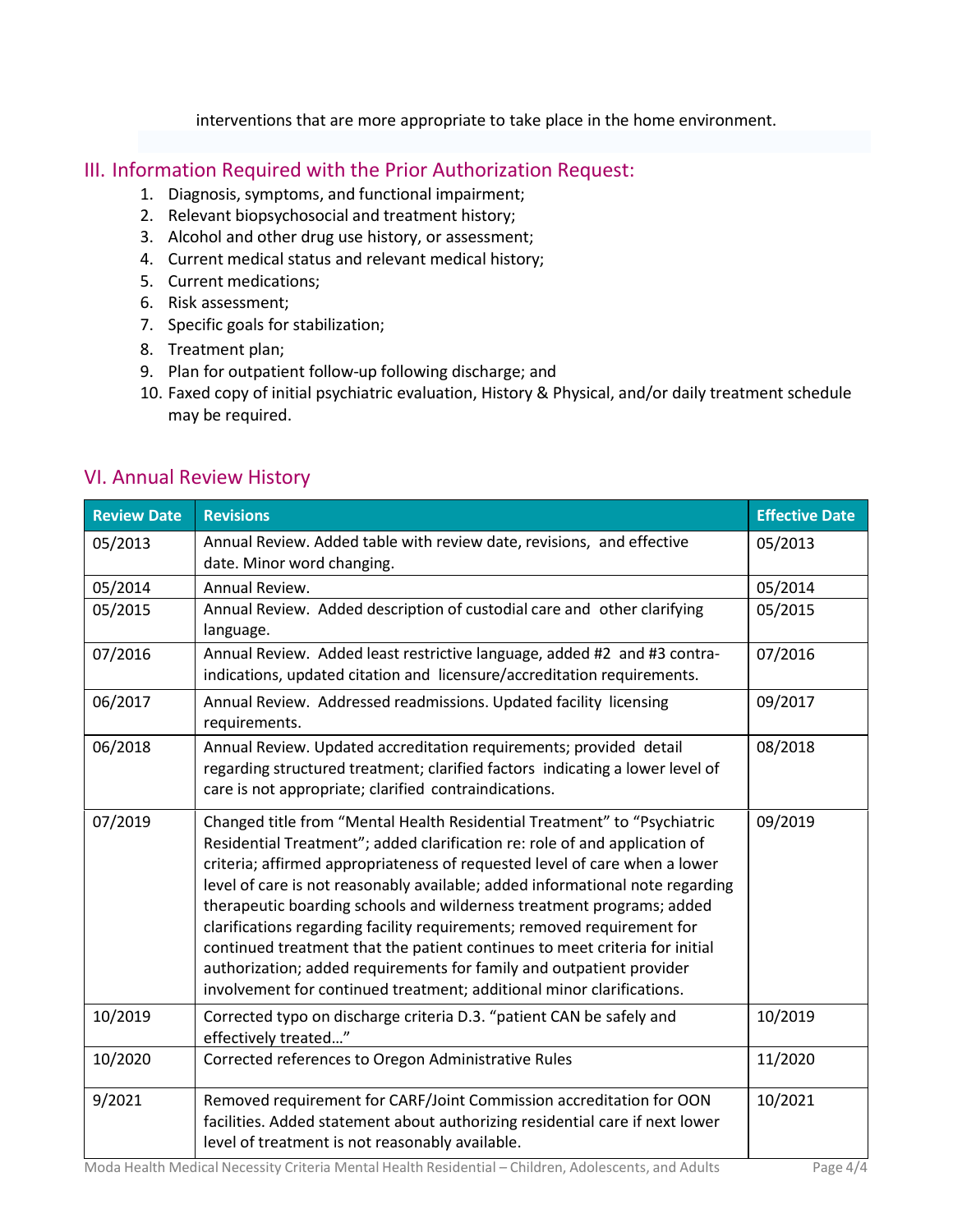interventions that are more appropriate to take place in the home environment.

## III. Information Required with the Prior Authorization Request:

1. Diagnosis, symptoms, and functional impairment;
2. Relevant biopsychosocial and treatment history;
3. Alcohol and other drug use history, or assessment;
4. Current medical status and relevant medical history;
5. Current medications;
6. Risk assessment;
7. Specific goals for stabilization;
8. Treatment plan;
9. Plan for outpatient follow-up following discharge; and
10. Faxed copy of initial psychiatric evaluation, History & Physical, and/or daily treatment schedule may be required.

## VI. Annual Review History

| Review Date | Revisions | Effective Date |
|---|---|---|
| 05/2013 | Annual Review. Added table with review date, revisions, and effective date. Minor word changing. | 05/2013 |
| 05/2014 | Annual Review. | 05/2014 |
| 05/2015 | Annual Review. Added description of custodial care and other clarifying language. | 05/2015 |
| 07/2016 | Annual Review. Added least restrictive language, added #2 and #3 contra-indications, updated citation and licensure/accreditation requirements. | 07/2016 |
| 06/2017 | Annual Review. Addressed readmissions. Updated facility licensing requirements. | 09/2017 |
| 06/2018 | Annual Review. Updated accreditation requirements; provided detail regarding structured treatment; clarified factors indicating a lower level of care is not appropriate; clarified contraindications. | 08/2018 |
| 07/2019 | Changed title from "Mental Health Residential Treatment" to "Psychiatric Residential Treatment"; added clarification re: role of and application of criteria; affirmed appropriateness of requested level of care when a lower level of care is not reasonably available; added informational note regarding therapeutic boarding schools and wilderness treatment programs; added clarifications regarding facility requirements; removed requirement for continued treatment that the patient continues to meet criteria for initial authorization; added requirements for family and outpatient provider involvement for continued treatment; additional minor clarifications. | 09/2019 |
| 10/2019 | Corrected typo on discharge criteria D.3. "patient CAN be safely and effectively treated…" | 10/2019 |
| 10/2020 | Corrected references to Oregon Administrative Rules | 11/2020 |
| 9/2021 | Removed requirement for CARF/Joint Commission accreditation for OON facilities. Added statement about authorizing residential care if next lower level of treatment is not reasonably available. | 10/2021 |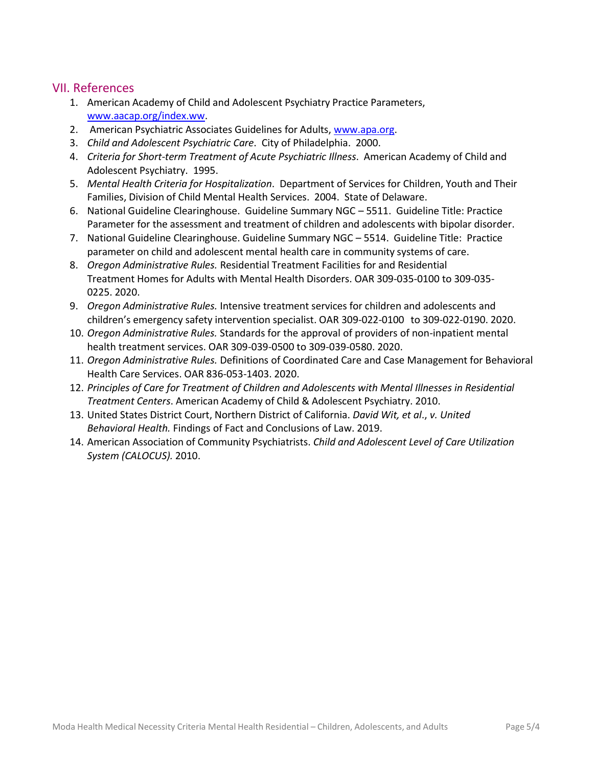## VII. References

1. American Academy of Child and Adolescent Psychiatry Practice Parameters, [www.aacap.org/index.ww](www.aacap.org/index.ww).
2. American Psychiatric Associates Guidelines for Adults, [www.apa.org](www.apa.org).
3. *Child and Adolescent Psychiatric Care*. City of Philadelphia. 2000.
4. *Criteria for Short-term Treatment of Acute Psychiatric Illness*. American Academy of Child and Adolescent Psychiatry. 1995.
5. *Mental Health Criteria for Hospitalization*. Department of Services for Children, Youth and Their Families, Division of Child Mental Health Services. 2004. State of Delaware.
6. National Guideline Clearinghouse. Guideline Summary NGC – 5511. Guideline Title: Practice Parameter for the assessment and treatment of children and adolescents with bipolar disorder.
7. National Guideline Clearinghouse. Guideline Summary NGC – 5514. Guideline Title: Practice parameter on child and adolescent mental health care in community systems of care.
8. *Oregon Administrative Rules.* Residential Treatment Facilities for and Residential Treatment Homes for Adults with Mental Health Disorders. OAR 309-035-0100 to 309-035-0225. 2020.
9. *Oregon Administrative Rules.* Intensive treatment services for children and adolescents and children's emergency safety intervention specialist. OAR 309-022-0100 to 309-022-0190. 2020.
10. *Oregon Administrative Rules.* Standards for the approval of providers of non-inpatient mental health treatment services. OAR 309-039-0500 to 309-039-0580. 2020.
11. *Oregon Administrative Rules.* Definitions of Coordinated Care and Case Management for Behavioral Health Care Services. OAR 836-053-1403. 2020.
12. *Principles of Care for Treatment of Children and Adolescents with Mental Illnesses in Residential Treatment Centers*. American Academy of Child & Adolescent Psychiatry. 2010.
13. United States District Court, Northern District of California. *David Wit, et al*., *v. United Behavioral Health.* Findings of Fact and Conclusions of Law. 2019.
14. American Association of Community Psychiatrists. *Child and Adolescent Level of Care Utilization System (CALOCUS).* 2010.